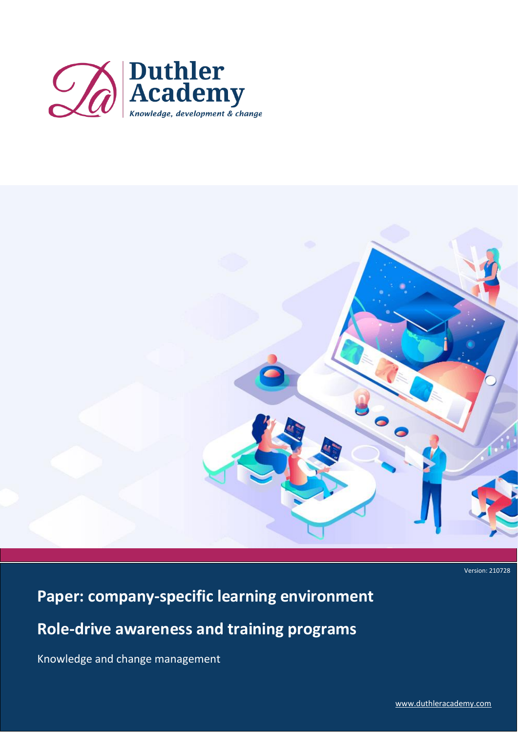Duthler Academy

*Knowledge, development & change*

Version: 210728

# Paper: company-specific learning environment

## Role-drive awareness and training programs

Knowledge and change management

www.duthleracademy.com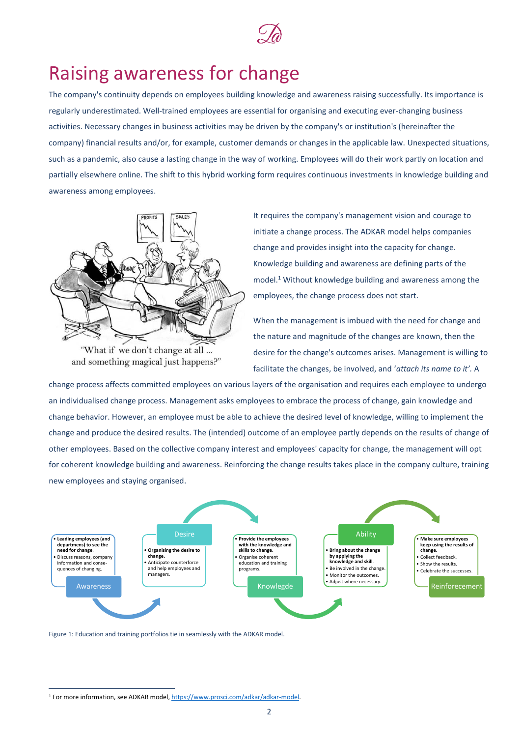# Raising awareness for change

The company's continuity depends on employees building knowledge and awareness raising successfully. Its importance is regularly underestimated. Well-trained employees are essential for organising and executing ever-changing business activities. Necessary changes in business activities may be driven by the company's or institution's (hereinafter the company) financial results and/or, for example, customer demands or changes in the applicable law. Unexpected situations, such as a pandemic, also cause a lasting change in the way of working. Employees will do their work partly on location and partially elsewhere online. The shift to this hybrid working form requires continuous investments in knowledge building and awareness among employees.

"What if we don't change at all ... and something magical just happens?"

It requires the company's management vision and courage to initiate a change process. The ADKAR model helps companies change and provides insight into the capacity for change. Knowledge building and awareness are defining parts of the model.[1] Without knowledge building and awareness among the employees, the change process does not start.

When the management is imbued with the need for change and the nature and magnitude of the changes are known, then the desire for the change's outcomes arises. Management is willing to facilitate the changes, be involved, and '*attach its name to it'.* A change process affects committed employees on various layers of the organisation and requires each employee to undergo an individualised change process. Management asks employees to embrace the process of change, gain knowledge and change behavior. However, an employee must be able to achieve the desired level of knowledge, willing to implement the change and produce the desired results. The (intended) outcome of an employee partly depends on the results of change of other employees. Based on the collective company interest and employees' capacity for change, the management will opt for coherent knowledge building and awareness. Reinforcing the change results takes place in the company culture, training new employees and staying organised.

**Awareness**
- **Leading employees (and departments) to see the need for change.**
- Discuss reasons, company information and consequences of changing.

**Desire**
- **Organising the desire to change.**
- Anticipate counterforce and help employees and managers.

**Knowledge**
- **Provide the employees with the knowledge and skills to change.**
- Organise coherent education and training programs.

**Ability**
- **Bring about the change by applying the knowledge and skill.**
- Be involved in the change.
- Monitor the outcomes.
- Adjust where necessary.

**Reinforcement**
- **Make sure employees keep using the results of change.**
- Collect feedback.
- Show the results.
- Celebrate the successes.

Figure 1: Education and training portfolios tie in seamlessly with the ADKAR model.

[1] For more information, see ADKAR model, https://www.prosci.com/adkar/adkar-model.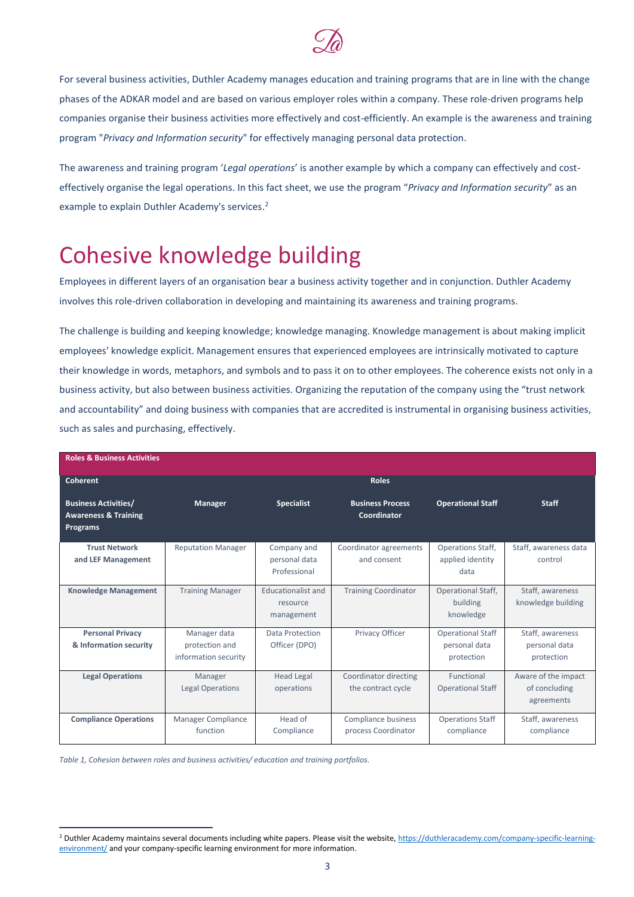For several business activities, Duthler Academy manages education and training programs that are in line with the change phases of the ADKAR model and are based on various employer roles within a company. These role-driven programs help companies organise their business activities more effectively and cost-efficiently. An example is the awareness and training program "*Privacy and Information security*" for effectively managing personal data protection.

The awareness and training program '*Legal operations*' is another example by which a company can effectively and cost-effectively organise the legal operations. In this fact sheet, we use the program "*Privacy and Information security*" as an example to explain Duthler Academy's services.[2]

# Cohesive knowledge building

Employees in different layers of an organisation bear a business activity together and in conjunction. Duthler Academy involves this role-driven collaboration in developing and maintaining its awareness and training programs.

The challenge is building and keeping knowledge; knowledge managing. Knowledge management is about making implicit employees' knowledge explicit. Management ensures that experienced employees are intrinsically motivated to capture their knowledge in words, metaphors, and symbols and to pass it on to other employees. The coherence exists not only in a business activity, but also between business activities. Organizing the reputation of the company using the "trust network and accountability" and doing business with companies that are accredited is instrumental in organising business activities, such as sales and purchasing, effectively.

| **Roles & Business Activities** | | | | | |
|---|---|---|---|---|---|
| **Coherent** | | | **Roles** | | |
| **Business Activities/ Awareness & Training Programs** | **Manager** | **Specialist** | **Business Process Coordinator** | **Operational Staff** | **Staff** |
| **Trust Network and LEF Management** | Reputation Manager | Company and personal data Professional | Coordinator agreements and consent | Operations Staff, applied identity data | Staff, awareness data control |
| **Knowledge Management** | Training Manager | Educationalist and resource management | Training Coordinator | Operational Staff, building knowledge | Staff, awareness knowledge building |
| **Personal Privacy & Information security** | Manager data protection and information security | Data Protection Officer (DPO) | Privacy Officer | Operational Staff personal data protection | Staff, awareness personal data protection |
| **Legal Operations** | Manager Legal Operations | Head Legal operations | Coordinator directing the contract cycle | Functional Operational Staff | Aware of the impact of concluding agreements |
| **Compliance Operations** | Manager Compliance function | Head of Compliance | Compliance business process Coordinator | Operations Staff compliance | Staff, awareness compliance |

*Table 1, Cohesion between roles and business activities/ education and training portfolios.*

[2] Duthler Academy maintains several documents including white papers. Please visit the website, https://duthleracademy.com/company-specific-learning-environment/ and your company-specific learning environment for more information.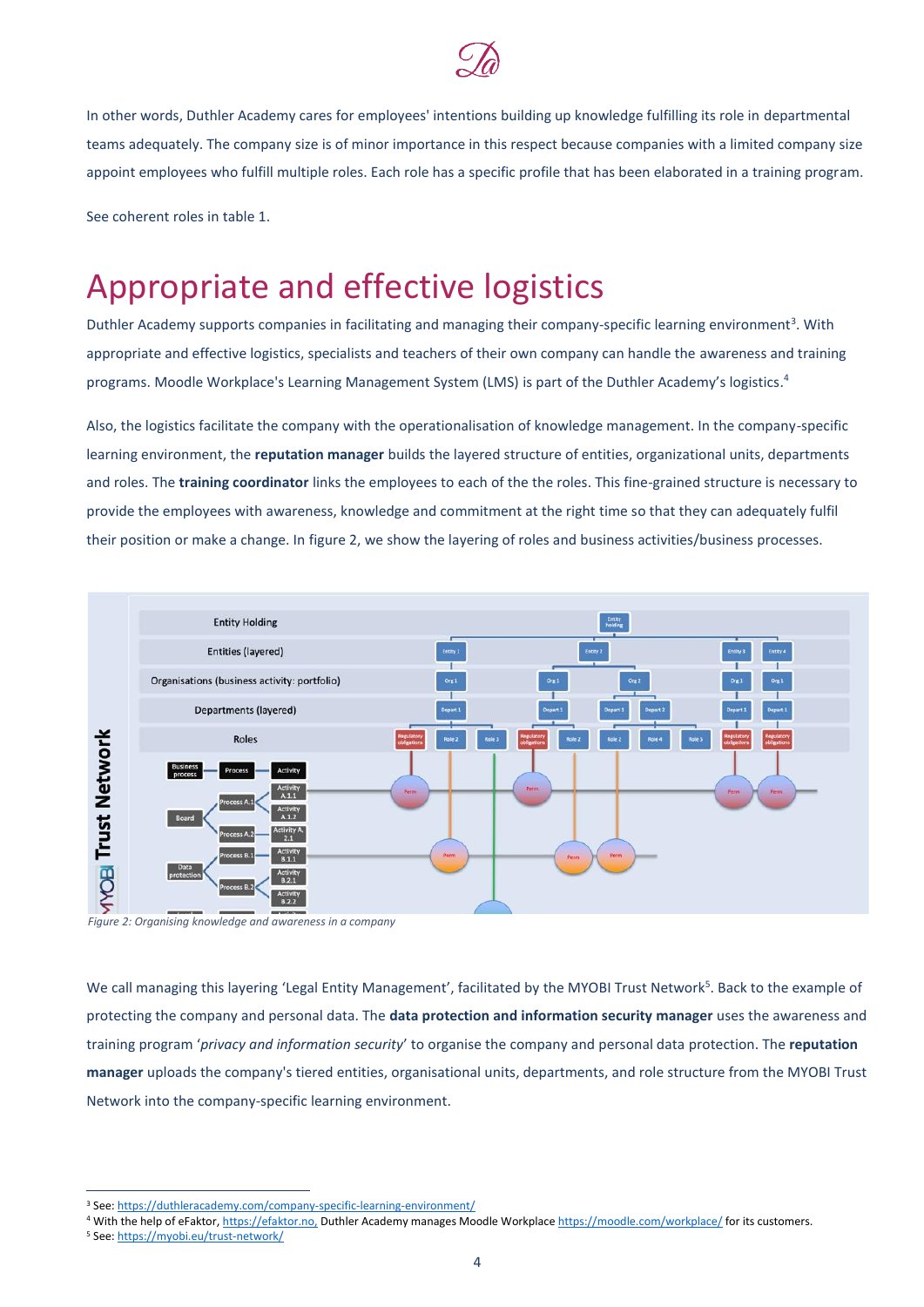In other words, Duthler Academy cares for employees' intentions building up knowledge fulfilling its role in departmental teams adequately. The company size is of minor importance in this respect because companies with a limited company size appoint employees who fulfill multiple roles. Each role has a specific profile that has been elaborated in a training program.

See coherent roles in table 1.

# Appropriate and effective logistics

Duthler Academy supports companies in facilitating and managing their company-specific learning environment[3]. With appropriate and effective logistics, specialists and teachers of their own company can handle the awareness and training programs. Moodle Workplace's Learning Management System (LMS) is part of the Duthler Academy's logistics.[4]

Also, the logistics facilitate the company with the operationalisation of knowledge management. In the company-specific learning environment, the **reputation manager** builds the layered structure of entities, organizational units, departments and roles. The **training coordinator** links the employees to each of the the roles. This fine-grained structure is necessary to provide the employees with awareness, knowledge and commitment at the right time so that they can adequately fulfil their position or make a change. In figure 2, we show the layering of roles and business activities/business processes.

*Figure 2: Organising knowledge and awareness in a company*

We call managing this layering 'Legal Entity Management', facilitated by the MYOBI Trust Network[5]. Back to the example of protecting the company and personal data. The **data protection and information security manager** uses the awareness and training program '*privacy and information security*' to organise the company and personal data protection. The **reputation manager** uploads the company's tiered entities, organisational units, departments, and role structure from the MYOBI Trust Network into the company-specific learning environment.

---

[3] See: https://duthleracademy.com/company-specific-learning-environment/

[4] With the help of eFaktor, https://efaktor.no, Duthler Academy manages Moodle Workplace https://moodle.com/workplace/ for its customers.

[5] See: https://myobi.eu/trust-network/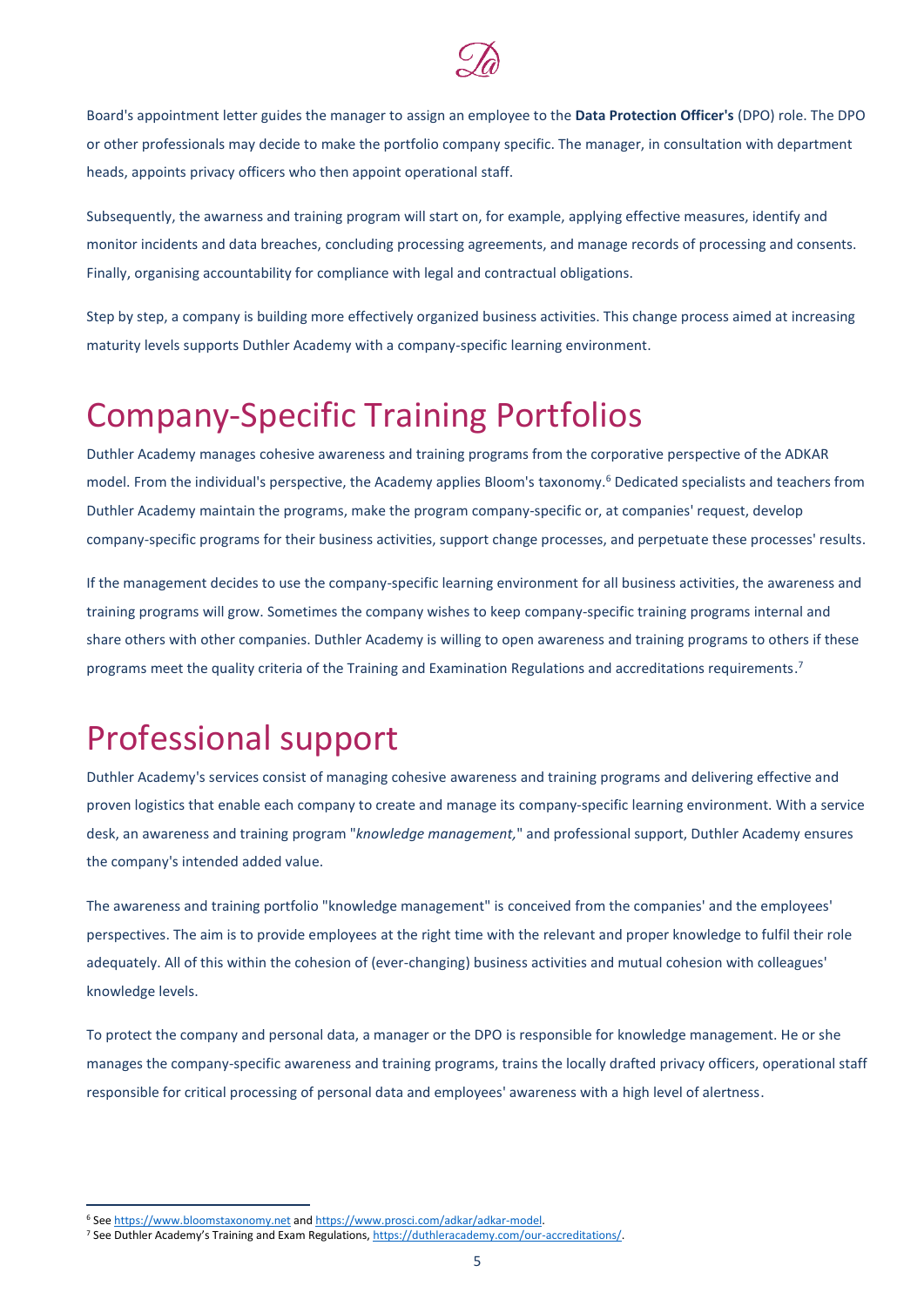Board's appointment letter guides the manager to assign an employee to the **Data Protection Officer's** (DPO) role. The DPO or other professionals may decide to make the portfolio company specific. The manager, in consultation with department heads, appoints privacy officers who then appoint operational staff.

Subsequently, the awarness and training program will start on, for example, applying effective measures, identify and monitor incidents and data breaches, concluding processing agreements, and manage records of processing and consents. Finally, organising accountability for compliance with legal and contractual obligations.

Step by step, a company is building more effectively organized business activities. This change process aimed at increasing maturity levels supports Duthler Academy with a company-specific learning environment.

# Company-Specific Training Portfolios

Duthler Academy manages cohesive awareness and training programs from the corporative perspective of the ADKAR model. From the individual's perspective, the Academy applies Bloom's taxonomy.[6] Dedicated specialists and teachers from Duthler Academy maintain the programs, make the program company-specific or, at companies' request, develop company-specific programs for their business activities, support change processes, and perpetuate these processes' results.

If the management decides to use the company-specific learning environment for all business activities, the awareness and training programs will grow. Sometimes the company wishes to keep company-specific training programs internal and share others with other companies. Duthler Academy is willing to open awareness and training programs to others if these programs meet the quality criteria of the Training and Examination Regulations and accreditations requirements.[7]

# Professional support

Duthler Academy's services consist of managing cohesive awareness and training programs and delivering effective and proven logistics that enable each company to create and manage its company-specific learning environment. With a service desk, an awareness and training program "*knowledge management,*" and professional support, Duthler Academy ensures the company's intended added value.

The awareness and training portfolio "knowledge management" is conceived from the companies' and the employees' perspectives. The aim is to provide employees at the right time with the relevant and proper knowledge to fulfil their role adequately. All of this within the cohesion of (ever-changing) business activities and mutual cohesion with colleagues' knowledge levels.

To protect the company and personal data, a manager or the DPO is responsible for knowledge management. He or she manages the company-specific awareness and training programs, trains the locally drafted privacy officers, operational staff responsible for critical processing of personal data and employees' awareness with a high level of alertness.

---

[6] See https://www.bloomstaxonomy.net and https://www.prosci.com/adkar/adkar-model.

[7] See Duthler Academy's Training and Exam Regulations, https://duthleracademy.com/our-accreditations/.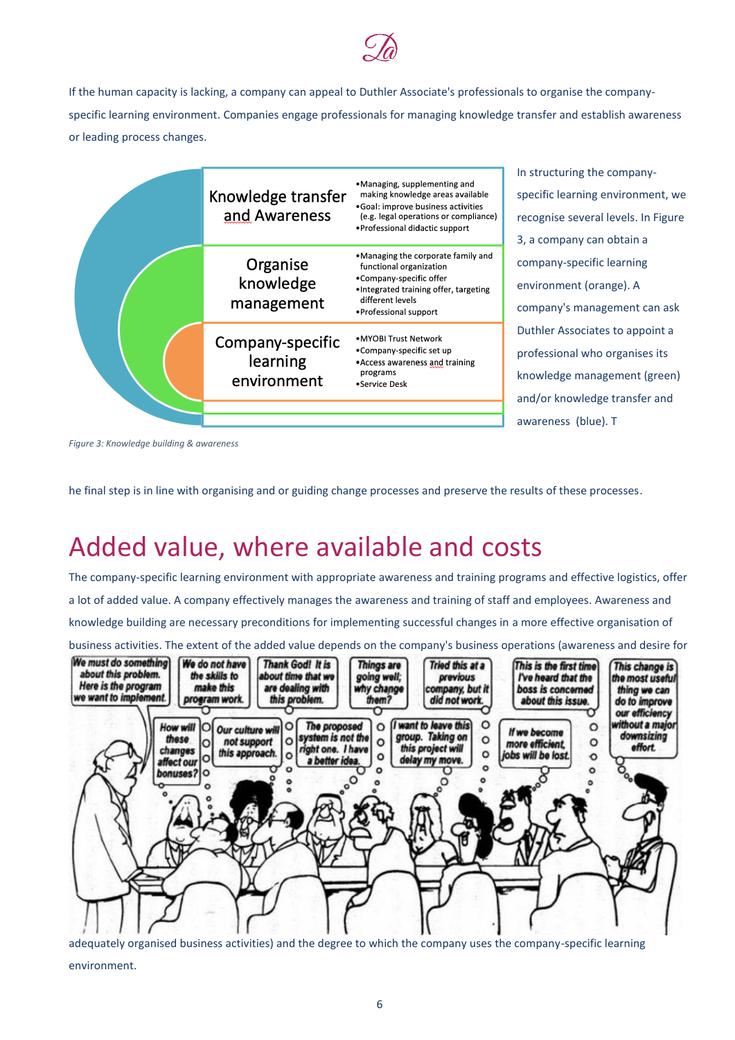If the human capacity is lacking, a company can appeal to Duthler Associate's professionals to organise the company-specific learning environment. Companies engage professionals for managing knowledge transfer and establish awareness or leading process changes.

| Level | Description |
|---|---|
| Knowledge transfer and Awareness | • Managing, supplementing and making knowledge areas available<br>• Goal: improve business activities (e.g. legal operations or compliance)<br>• Professional didactic support |
| Organise knowledge management | • Managing the corporate family and functional organization<br>• Company-specific offer<br>• Integrated training offer, targeting different levels<br>• Professional support |
| Company-specific learning environment | • MYOBI Trust Network<br>• Company-specific set up<br>• Access awareness and training programs<br>• Service Desk |

*Figure 3: Knowledge building & awareness*

In structuring the company-specific learning environment, we recognise several levels. In Figure 3, a company can obtain a company-specific learning environment (orange). A company's management can ask Duthler Associates to appoint a professional who organises its knowledge management (green) and/or knowledge transfer and awareness (blue). The final step is in line with organising and or guiding change processes and preserve the results of these processes.

# Added value, where available and costs

The company-specific learning environment with appropriate awareness and training programs and effective logistics, offer a lot of added value. A company effectively manages the awareness and training of staff and employees. Awareness and knowledge building are necessary preconditions for implementing successful changes in a more effective organisation of business activities. The extent of the added value depends on the company's business operations (awareness and desire for adequately organised business activities) and the degree to which the company uses the company-specific learning environment.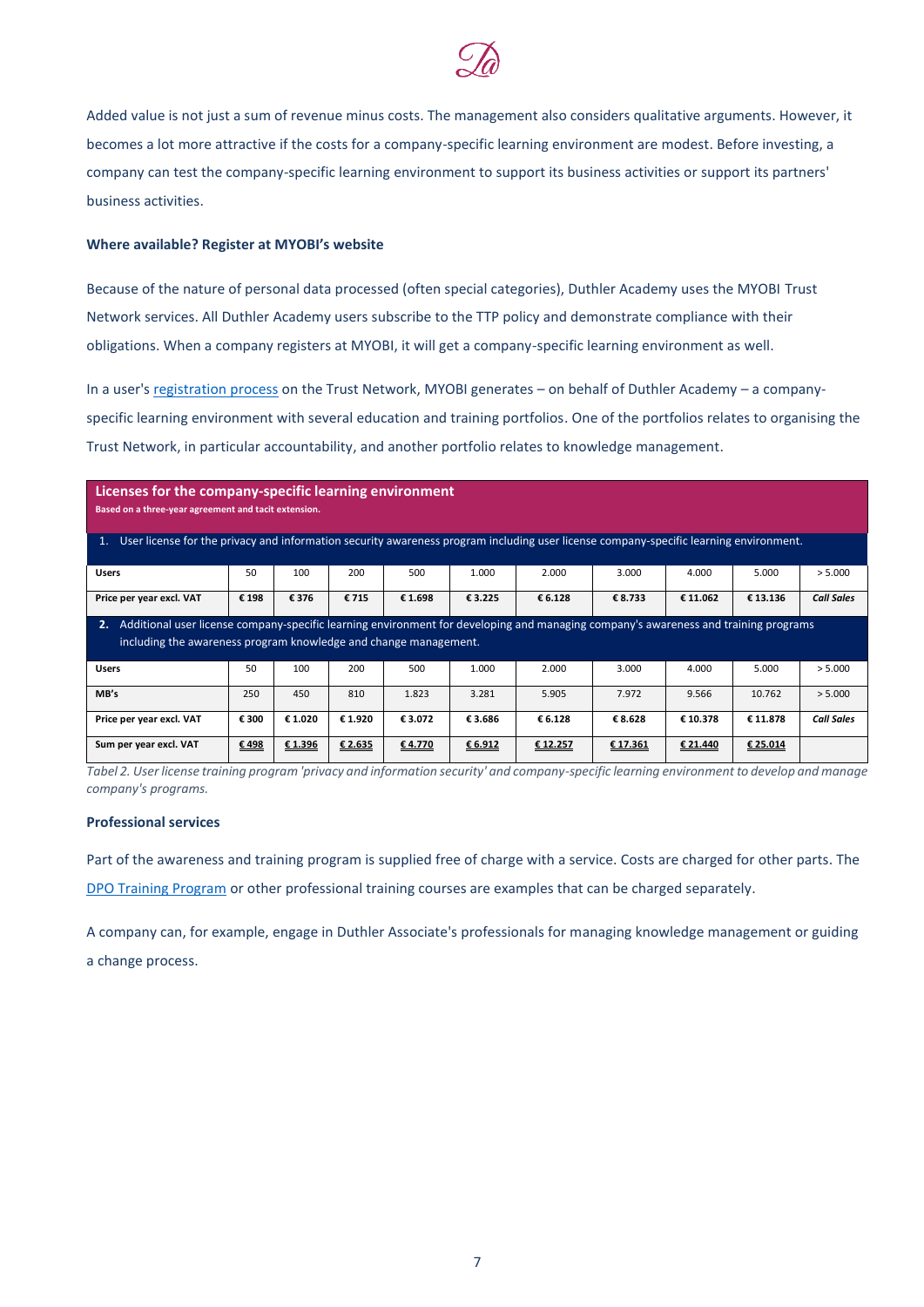Added value is not just a sum of revenue minus costs. The management also considers qualitative arguments. However, it becomes a lot more attractive if the costs for a company-specific learning environment are modest. Before investing, a company can test the company-specific learning environment to support its business activities or support its partners' business activities.

**Where available? Register at MYOBI's website**

Because of the nature of personal data processed (often special categories), Duthler Academy uses the MYOBI Trust Network services. All Duthler Academy users subscribe to the TTP policy and demonstrate compliance with their obligations. When a company registers at MYOBI, it will get a company-specific learning environment as well.

In a user's registration process on the Trust Network, MYOBI generates – on behalf of Duthler Academy – a company-specific learning environment with several education and training portfolios. One of the portfolios relates to organising the Trust Network, in particular accountability, and another portfolio relates to knowledge management.

| **Licenses for the company-specific learning environment**<br>**Based on a three-year agreement and tacit extension.** | | | | | | | | | | |
|---|---|---|---|---|---|---|---|---|---|---|
| 1. User license for the privacy and information security awareness program including user license company-specific learning environment. | | | | | | | | | | |
| **Users** | 50 | 100 | 200 | 500 | 1.000 | 2.000 | 3.000 | 4.000 | 5.000 | > 5.000 |
| **Price per year excl. VAT** | **€ 198** | **€ 376** | **€ 715** | **€ 1.698** | **€ 3.225** | **€ 6.128** | **€ 8.733** | **€ 11.062** | **€ 13.136** | ***Call Sales*** |
| **2.** Additional user license company-specific learning environment for developing and managing company's awareness and training programs including the awareness program knowledge and change management. | | | | | | | | | | |
| **Users** | 50 | 100 | 200 | 500 | 1.000 | 2.000 | 3.000 | 4.000 | 5.000 | > 5.000 |
| **MB's** | 250 | 450 | 810 | 1.823 | 3.281 | 5.905 | 7.972 | 9.566 | 10.762 | > 5.000 |
| **Price per year excl. VAT** | **€ 300** | **€ 1.020** | **€ 1.920** | **€ 3.072** | **€ 3.686** | **€ 6.128** | **€ 8.628** | **€ 10.378** | **€ 11.878** | ***Call Sales*** |
| **Sum per year excl. VAT** | **€ 498** | **€ 1.396** | **€ 2.635** | **€ 4.770** | **€ 6.912** | **€ 12.257** | **€ 17.361** | **€ 21.440** | **€ 25.014** | |

*Tabel 2. User license training program 'privacy and information security' and company-specific learning environment to develop and manage company's programs.*

**Professional services**

Part of the awareness and training program is supplied free of charge with a service. Costs are charged for other parts. The DPO Training Program or other professional training courses are examples that can be charged separately.

A company can, for example, engage in Duthler Associate's professionals for managing knowledge management or guiding a change process.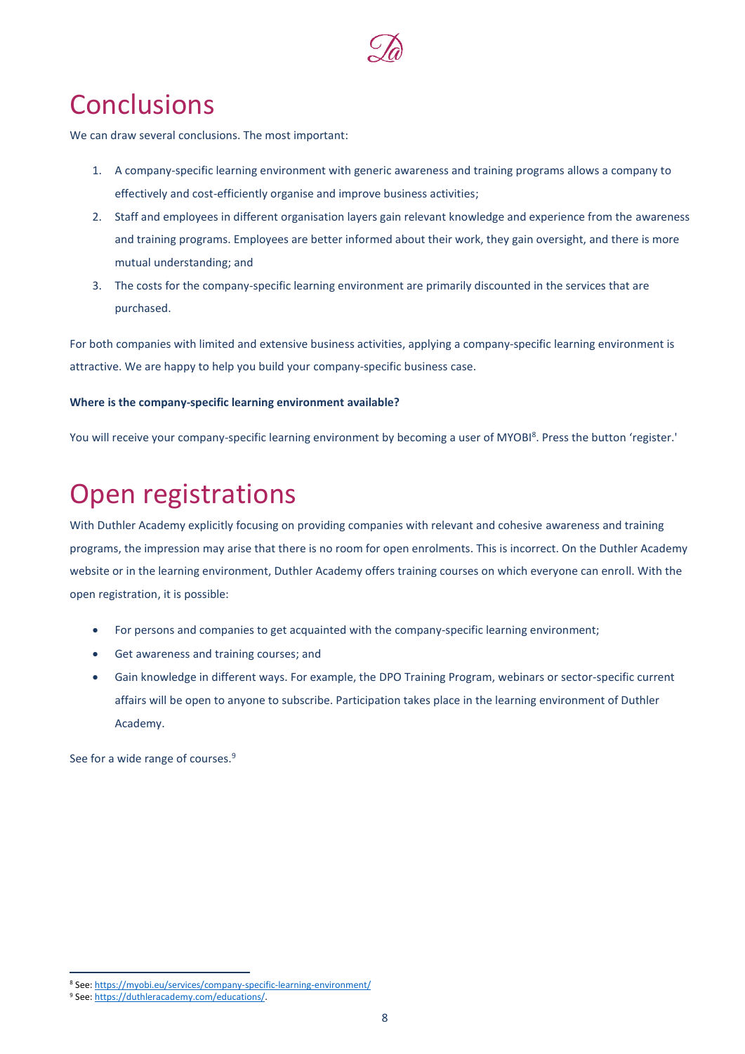# Conclusions

We can draw several conclusions. The most important:

1. A company-specific learning environment with generic awareness and training programs allows a company to effectively and cost-efficiently organise and improve business activities;
2. Staff and employees in different organisation layers gain relevant knowledge and experience from the awareness and training programs. Employees are better informed about their work, they gain oversight, and there is more mutual understanding; and
3. The costs for the company-specific learning environment are primarily discounted in the services that are purchased.

For both companies with limited and extensive business activities, applying a company-specific learning environment is attractive. We are happy to help you build your company-specific business case.

**Where is the company-specific learning environment available?**

You will receive your company-specific learning environment by becoming a user of MYOBI[8]. Press the button 'register.'

# Open registrations

With Duthler Academy explicitly focusing on providing companies with relevant and cohesive awareness and training programs, the impression may arise that there is no room for open enrolments. This is incorrect. On the Duthler Academy website or in the learning environment, Duthler Academy offers training courses on which everyone can enroll. With the open registration, it is possible:

- For persons and companies to get acquainted with the company-specific learning environment;
- Get awareness and training courses; and
- Gain knowledge in different ways. For example, the DPO Training Program, webinars or sector-specific current affairs will be open to anyone to subscribe. Participation takes place in the learning environment of Duthler Academy.

See for a wide range of courses.[9]

[8] See: https://myobi.eu/services/company-specific-learning-environment/

[9] See: https://duthleracademy.com/educations/.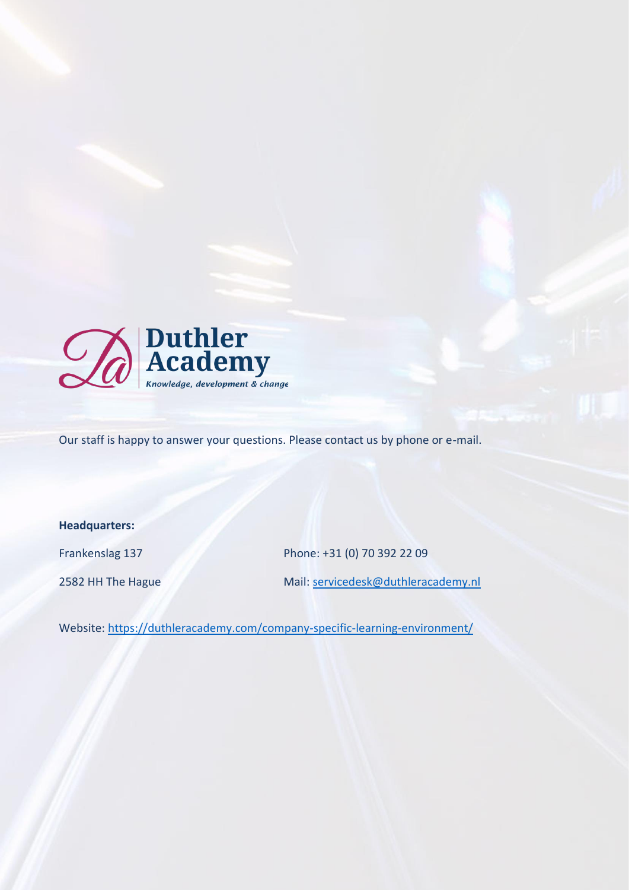Duthler Academy

*Knowledge, development & change*

Our staff is happy to answer your questions. Please contact us by phone or e-mail.

**Headquarters:**

Frankenslag 137

2582 HH The Hague

Phone: +31 (0) 70 392 22 09

Mail: servicedesk@duthleracademy.nl

Website: https://duthleracademy.com/company-specific-learning-environment/